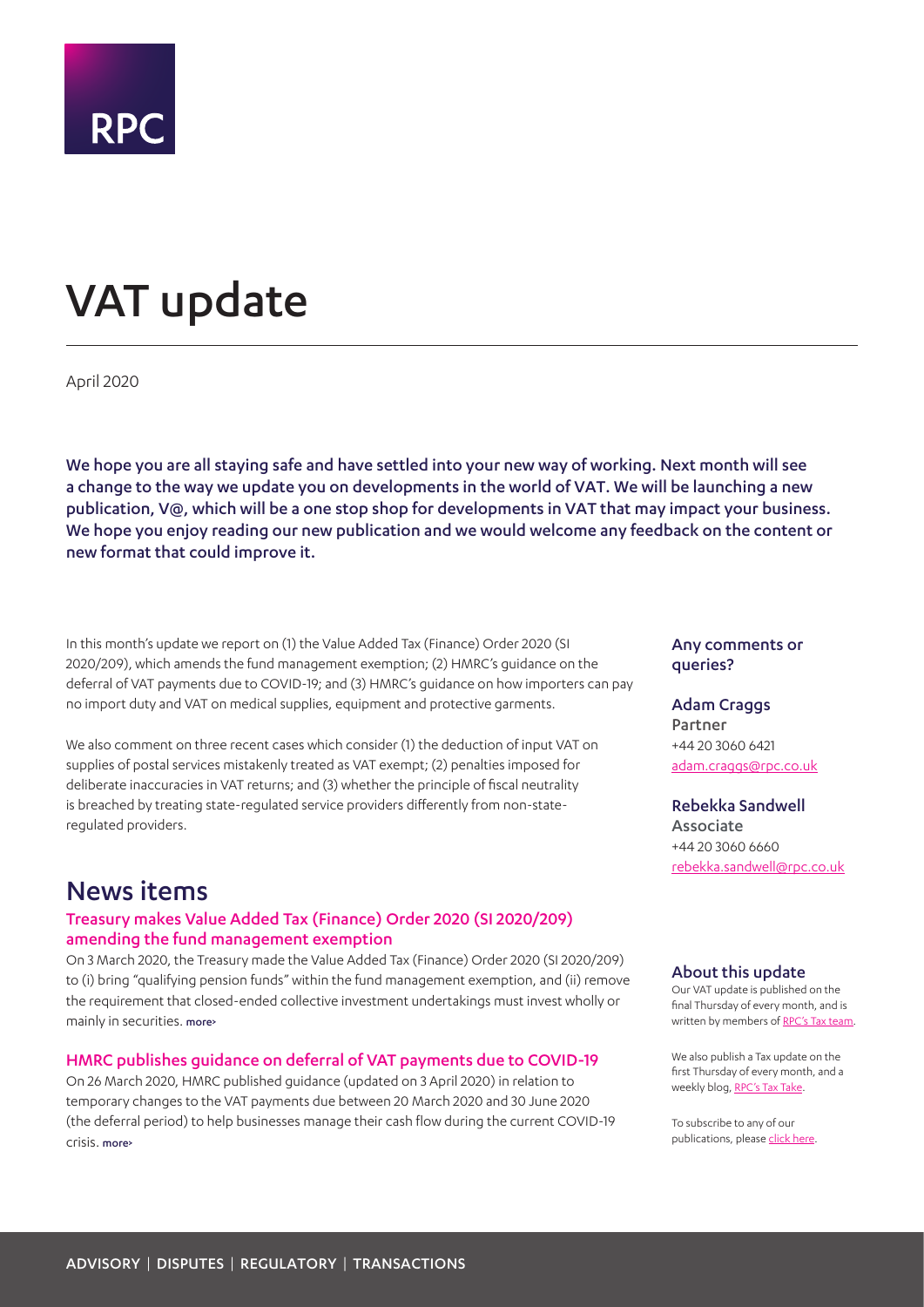RPC

# VAT update

April 2020

**We hope you are all staying safe and have settled into your new way of working. Next month will see a change to the way we update you on developments in the world of VAT. We will be launching a new publication, V@, which will be a one stop shop for developments in VAT that may impact your business. We hope you enjoy reading our new publication and we would welcome any feedback on the content or new format that could improve it.**

In this month's update we report on (1) the Value Added Tax (Finance) Order 2020 (SI 2020/209), which amends the fund management exemption; (2) HMRC's guidance on the deferral of VAT payments due to COVID-19; and (3) HMRC's guidance on how importers can pay no import duty and VAT on medical supplies, equipment and protective garments.

We also comment on three recent cases which consider (1) the deduction of input VAT on supplies of postal services mistakenly treated as VAT exempt; (2) penalties imposed for deliberate inaccuracies in VAT returns; and (3) whether the principle of fiscal neutrality is breached by treating state-regulated service providers differently from non-state-regulated providers.

## News items

### Treasury makes Value Added Tax (Finance) Order 2020 (SI 2020/209) amending the fund management exemption

On 3 March 2020, the Treasury made the Value Added Tax (Finance) Order 2020 (SI 2020/209) to (i) bring "qualifying pension funds" within the fund management exemption, and (ii) remove the requirement that closed-ended collective investment undertakings must invest wholly or mainly in securities. more›

### HMRC publishes guidance on deferral of VAT payments due to COVID-19

On 26 March 2020, HMRC published guidance (updated on 3 April 2020) in relation to temporary changes to the VAT payments due between 20 March 2020 and 30 June 2020 (the deferral period) to help businesses manage their cash flow during the current COVID-19 crisis. more›

### Any comments or queries?

**Adam Craggs**
Partner
+44 20 3060 6421
adam.craggs@rpc.co.uk

**Rebekka Sandwell**
Associate
+44 20 3060 6660
rebekka.sandwell@rpc.co.uk

### About this update

Our VAT update is published on the final Thursday of every month, and is written by members of RPC's Tax team.

We also publish a Tax update on the first Thursday of every month, and a weekly blog, RPC's Tax Take.

To subscribe to any of our publications, please click here.

ADVISORY | DISPUTES | REGULATORY | TRANSACTIONS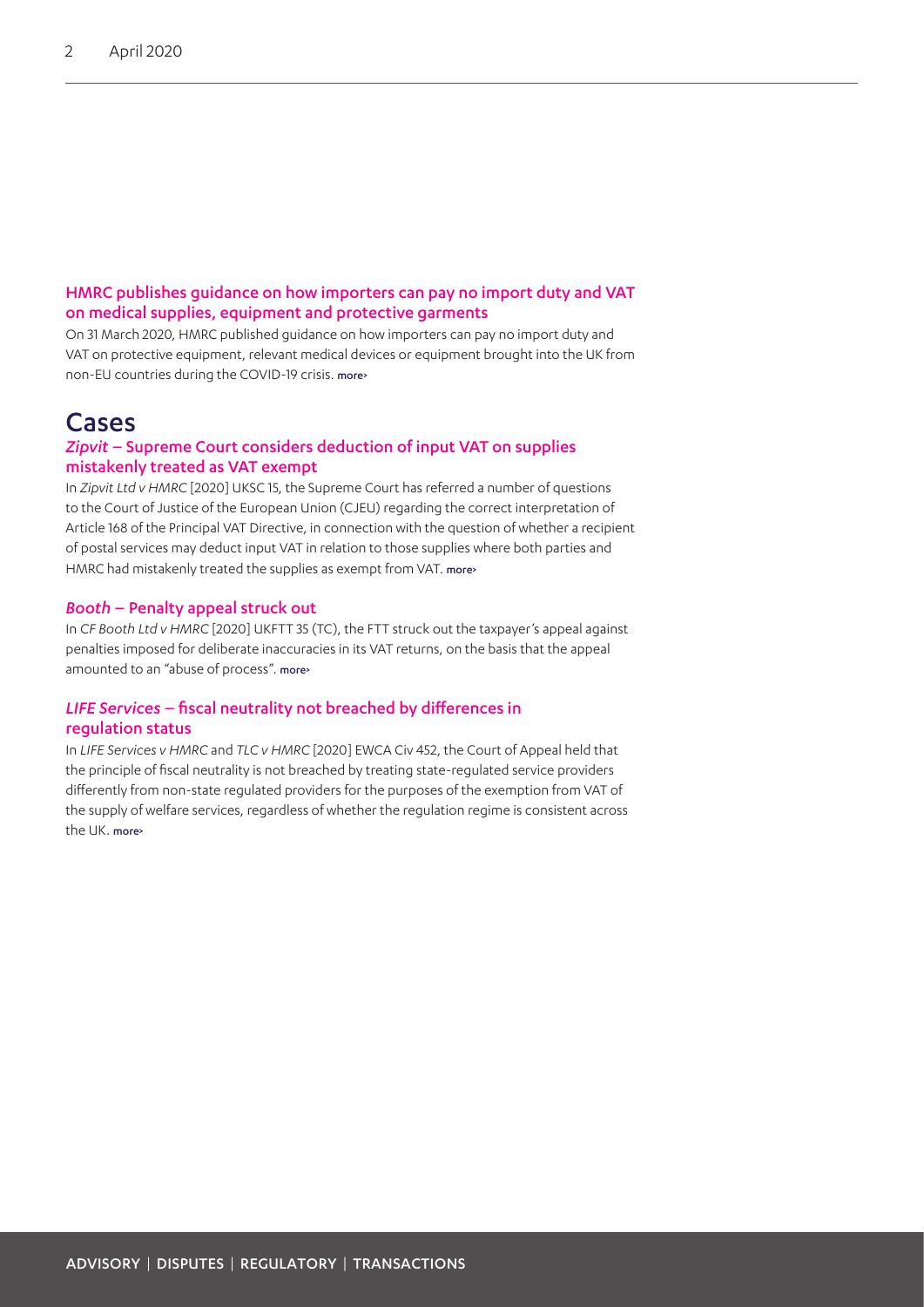### HMRC publishes guidance on how importers can pay no import duty and VAT on medical supplies, equipment and protective garments

On 31 March 2020, HMRC published guidance on how importers can pay no import duty and VAT on protective equipment, relevant medical devices or equipment brought into the UK from non-EU countries during the COVID-19 crisis. more›

## Cases

### *Zipvit* – Supreme Court considers deduction of input VAT on supplies mistakenly treated as VAT exempt

In *Zipvit Ltd v HMRC* [2020] UKSC 15, the Supreme Court has referred a number of questions to the Court of Justice of the European Union (CJEU) regarding the correct interpretation of Article 168 of the Principal VAT Directive, in connection with the question of whether a recipient of postal services may deduct input VAT in relation to those supplies where both parties and HMRC had mistakenly treated the supplies as exempt from VAT. more›

### *Booth* – Penalty appeal struck out

In *CF Booth Ltd v HMRC* [2020] UKFTT 35 (TC), the FTT struck out the taxpayer's appeal against penalties imposed for deliberate inaccuracies in its VAT returns, on the basis that the appeal amounted to an "abuse of process". more›

### *LIFE Services* – fiscal neutrality not breached by differences in regulation status

In *LIFE Services v HMRC* and *TLC v HMRC* [2020] EWCA Civ 452, the Court of Appeal held that the principle of fiscal neutrality is not breached by treating state-regulated service providers differently from non-state regulated providers for the purposes of the exemption from VAT of the supply of welfare services, regardless of whether the regulation regime is consistent across the UK. more›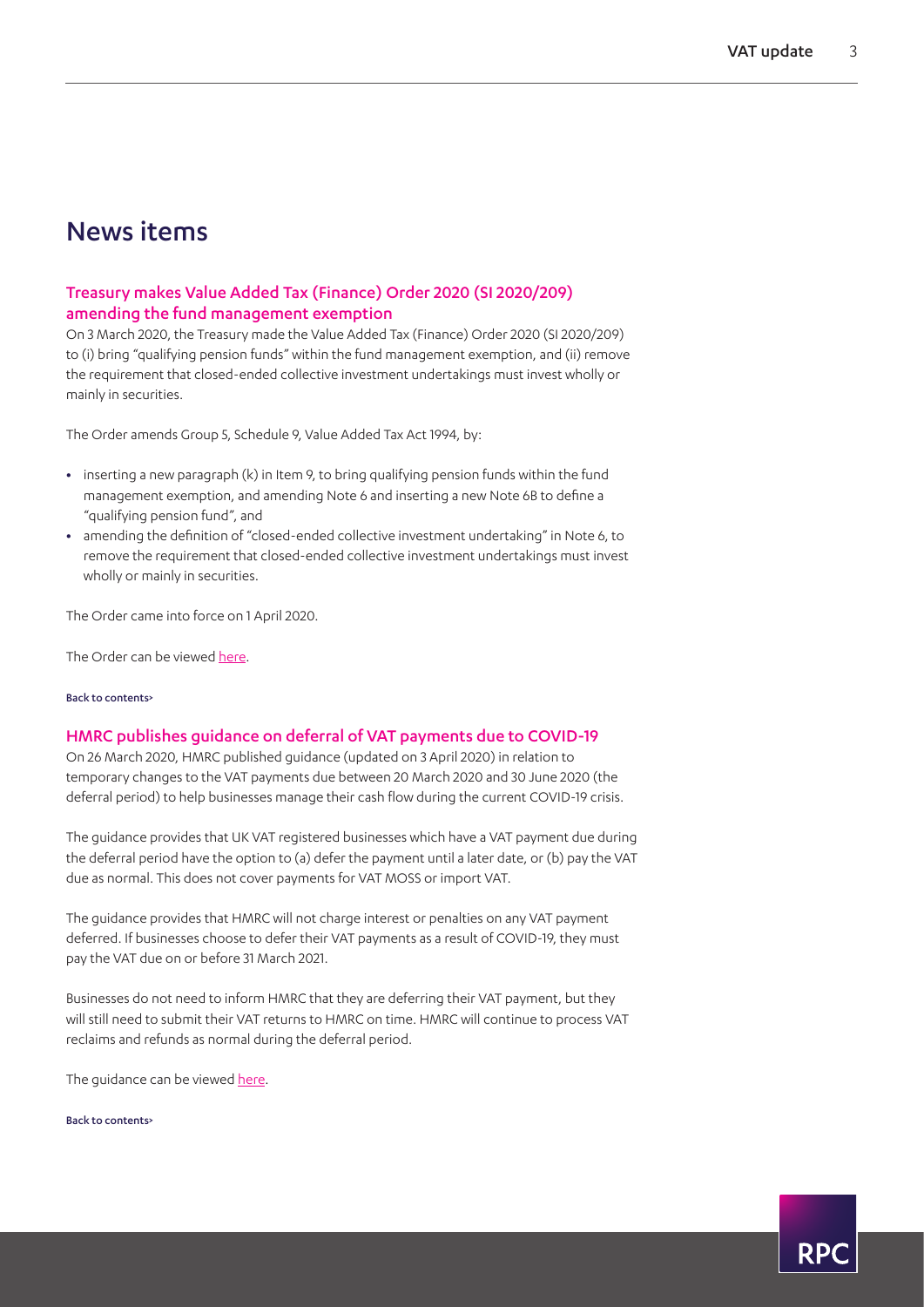# News items

## Treasury makes Value Added Tax (Finance) Order 2020 (SI 2020/209) amending the fund management exemption

On 3 March 2020, the Treasury made the Value Added Tax (Finance) Order 2020 (SI 2020/209) to (i) bring "qualifying pension funds" within the fund management exemption, and (ii) remove the requirement that closed-ended collective investment undertakings must invest wholly or mainly in securities.

The Order amends Group 5, Schedule 9, Value Added Tax Act 1994, by:

- inserting a new paragraph (k) in Item 9, to bring qualifying pension funds within the fund management exemption, and amending Note 6 and inserting a new Note 6B to define a "qualifying pension fund", and
- amending the definition of "closed-ended collective investment undertaking" in Note 6, to remove the requirement that closed-ended collective investment undertakings must invest wholly or mainly in securities.

The Order came into force on 1 April 2020.

The Order can be viewed here.

Back to contents>

## HMRC publishes guidance on deferral of VAT payments due to COVID-19

On 26 March 2020, HMRC published guidance (updated on 3 April 2020) in relation to temporary changes to the VAT payments due between 20 March 2020 and 30 June 2020 (the deferral period) to help businesses manage their cash flow during the current COVID-19 crisis.

The guidance provides that UK VAT registered businesses which have a VAT payment due during the deferral period have the option to (a) defer the payment until a later date, or (b) pay the VAT due as normal. This does not cover payments for VAT MOSS or import VAT.

The guidance provides that HMRC will not charge interest or penalties on any VAT payment deferred. If businesses choose to defer their VAT payments as a result of COVID-19, they must pay the VAT due on or before 31 March 2021.

Businesses do not need to inform HMRC that they are deferring their VAT payment, but they will still need to submit their VAT returns to HMRC on time. HMRC will continue to process VAT reclaims and refunds as normal during the deferral period.

The guidance can be viewed here.

Back to contents>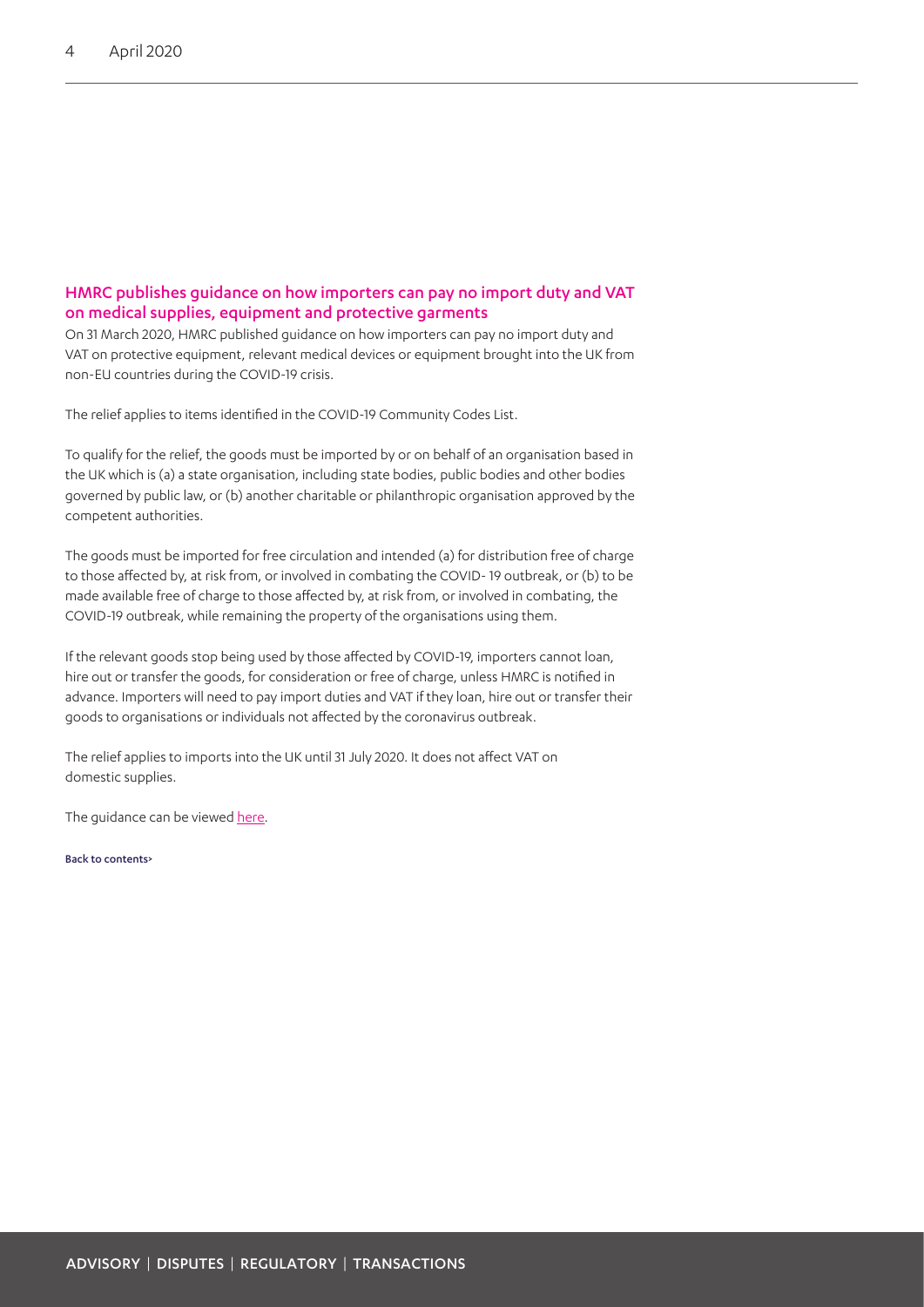## HMRC publishes guidance on how importers can pay no import duty and VAT on medical supplies, equipment and protective garments

On 31 March 2020, HMRC published guidance on how importers can pay no import duty and VAT on protective equipment, relevant medical devices or equipment brought into the UK from non-EU countries during the COVID-19 crisis.

The relief applies to items identified in the COVID-19 Community Codes List.

To qualify for the relief, the goods must be imported by or on behalf of an organisation based in the UK which is (a) a state organisation, including state bodies, public bodies and other bodies governed by public law, or (b) another charitable or philanthropic organisation approved by the competent authorities.

The goods must be imported for free circulation and intended (a) for distribution free of charge to those affected by, at risk from, or involved in combating the COVID- 19 outbreak, or (b) to be made available free of charge to those affected by, at risk from, or involved in combating, the COVID-19 outbreak, while remaining the property of the organisations using them.

If the relevant goods stop being used by those affected by COVID-19, importers cannot loan, hire out or transfer the goods, for consideration or free of charge, unless HMRC is notified in advance. Importers will need to pay import duties and VAT if they loan, hire out or transfer their goods to organisations or individuals not affected by the coronavirus outbreak.

The relief applies to imports into the UK until 31 July 2020. It does not affect VAT on domestic supplies.

The guidance can be viewed here.

Back to contents>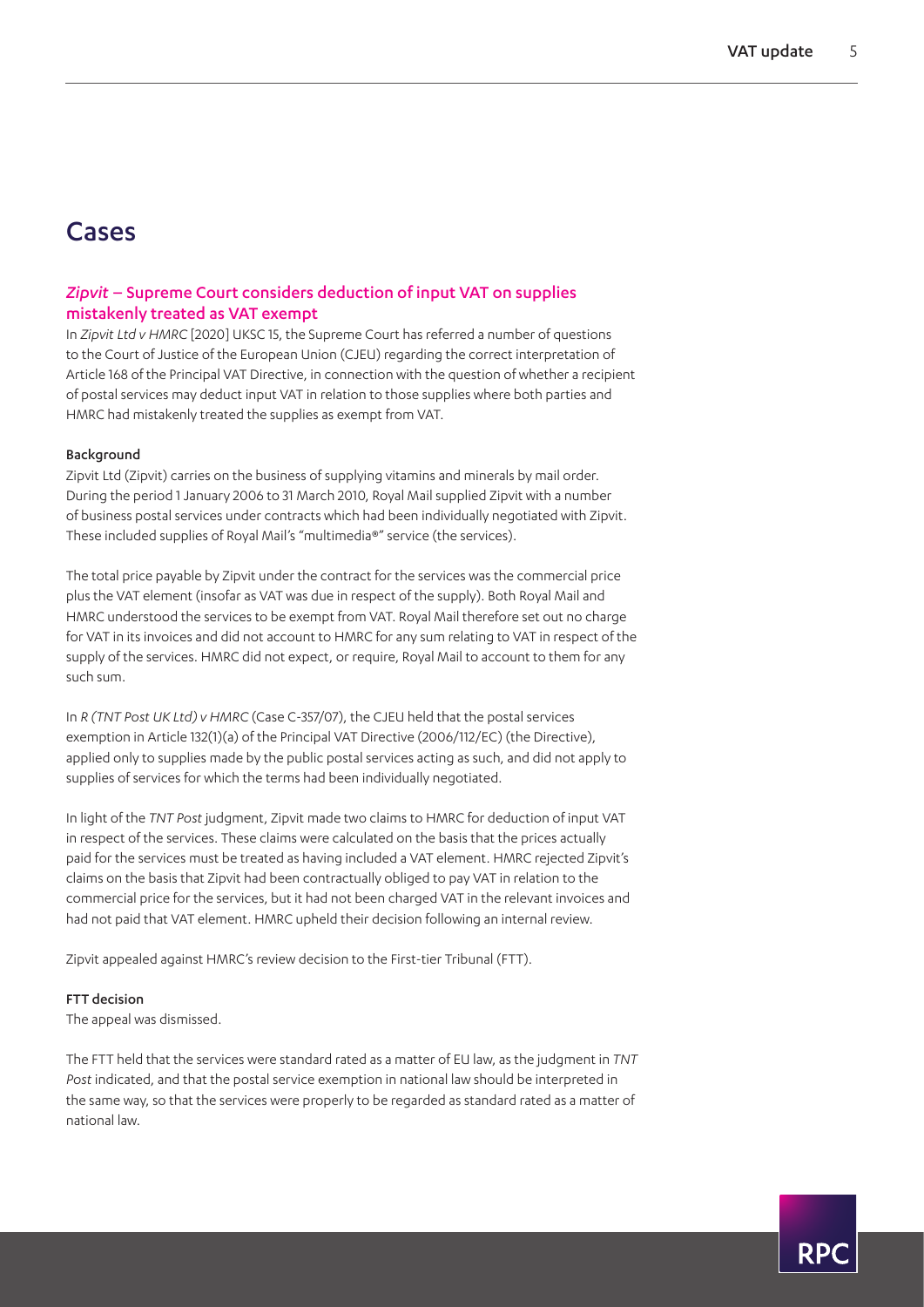# Cases

## *Zipvit* – Supreme Court considers deduction of input VAT on supplies mistakenly treated as VAT exempt

In *Zipvit Ltd v HMRC* [2020] UKSC 15, the Supreme Court has referred a number of questions to the Court of Justice of the European Union (CJEU) regarding the correct interpretation of Article 168 of the Principal VAT Directive, in connection with the question of whether a recipient of postal services may deduct input VAT in relation to those supplies where both parties and HMRC had mistakenly treated the supplies as exempt from VAT.

### Background

Zipvit Ltd (Zipvit) carries on the business of supplying vitamins and minerals by mail order. During the period 1 January 2006 to 31 March 2010, Royal Mail supplied Zipvit with a number of business postal services under contracts which had been individually negotiated with Zipvit. These included supplies of Royal Mail's "multimedia®" service (the services).

The total price payable by Zipvit under the contract for the services was the commercial price plus the VAT element (insofar as VAT was due in respect of the supply). Both Royal Mail and HMRC understood the services to be exempt from VAT. Royal Mail therefore set out no charge for VAT in its invoices and did not account to HMRC for any sum relating to VAT in respect of the supply of the services. HMRC did not expect, or require, Royal Mail to account to them for any such sum.

In *R (TNT Post UK Ltd) v HMRC* (Case C-357/07), the CJEU held that the postal services exemption in Article 132(1)(a) of the Principal VAT Directive (2006/112/EC) (the Directive), applied only to supplies made by the public postal services acting as such, and did not apply to supplies of services for which the terms had been individually negotiated.

In light of the *TNT Post* judgment, Zipvit made two claims to HMRC for deduction of input VAT in respect of the services. These claims were calculated on the basis that the prices actually paid for the services must be treated as having included a VAT element. HMRC rejected Zipvit's claims on the basis that Zipvit had been contractually obliged to pay VAT in relation to the commercial price for the services, but it had not been charged VAT in the relevant invoices and had not paid that VAT element. HMRC upheld their decision following an internal review.

Zipvit appealed against HMRC's review decision to the First-tier Tribunal (FTT).

### FTT decision

The appeal was dismissed.

The FTT held that the services were standard rated as a matter of EU law, as the judgment in *TNT Post* indicated, and that the postal service exemption in national law should be interpreted in the same way, so that the services were properly to be regarded as standard rated as a matter of national law.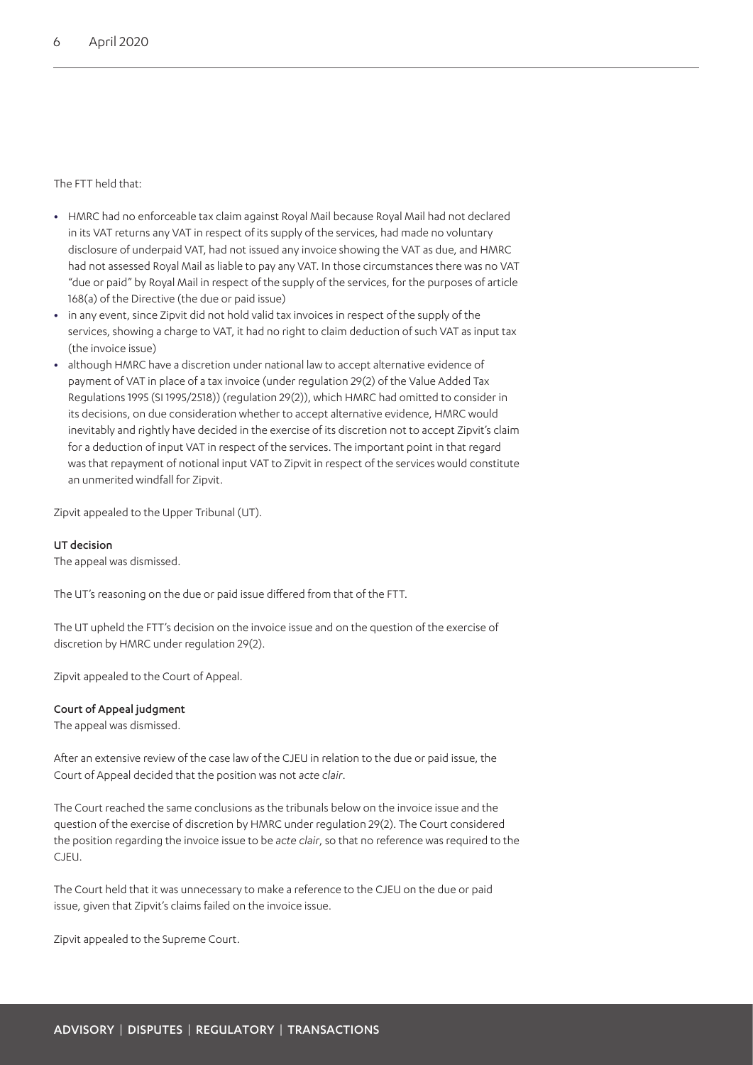The FTT held that:

- HMRC had no enforceable tax claim against Royal Mail because Royal Mail had not declared in its VAT returns any VAT in respect of its supply of the services, had made no voluntary disclosure of underpaid VAT, had not issued any invoice showing the VAT as due, and HMRC had not assessed Royal Mail as liable to pay any VAT. In those circumstances there was no VAT "due or paid" by Royal Mail in respect of the supply of the services, for the purposes of article 168(a) of the Directive (the due or paid issue)
- in any event, since Zipvit did not hold valid tax invoices in respect of the supply of the services, showing a charge to VAT, it had no right to claim deduction of such VAT as input tax (the invoice issue)
- although HMRC have a discretion under national law to accept alternative evidence of payment of VAT in place of a tax invoice (under regulation 29(2) of the Value Added Tax Regulations 1995 (SI 1995/2518)) (regulation 29(2)), which HMRC had omitted to consider in its decisions, on due consideration whether to accept alternative evidence, HMRC would inevitably and rightly have decided in the exercise of its discretion not to accept Zipvit's claim for a deduction of input VAT in respect of the services. The important point in that regard was that repayment of notional input VAT to Zipvit in respect of the services would constitute an unmerited windfall for Zipvit.

Zipvit appealed to the Upper Tribunal (UT).

**UT decision**

The appeal was dismissed.

The UT's reasoning on the due or paid issue differed from that of the FTT.

The UT upheld the FTT's decision on the invoice issue and on the question of the exercise of discretion by HMRC under regulation 29(2).

Zipvit appealed to the Court of Appeal.

**Court of Appeal judgment**

The appeal was dismissed.

After an extensive review of the case law of the CJEU in relation to the due or paid issue, the Court of Appeal decided that the position was not *acte clair*.

The Court reached the same conclusions as the tribunals below on the invoice issue and the question of the exercise of discretion by HMRC under regulation 29(2). The Court considered the position regarding the invoice issue to be *acte clair*, so that no reference was required to the CJEU.

The Court held that it was unnecessary to make a reference to the CJEU on the due or paid issue, given that Zipvit's claims failed on the invoice issue.

Zipvit appealed to the Supreme Court.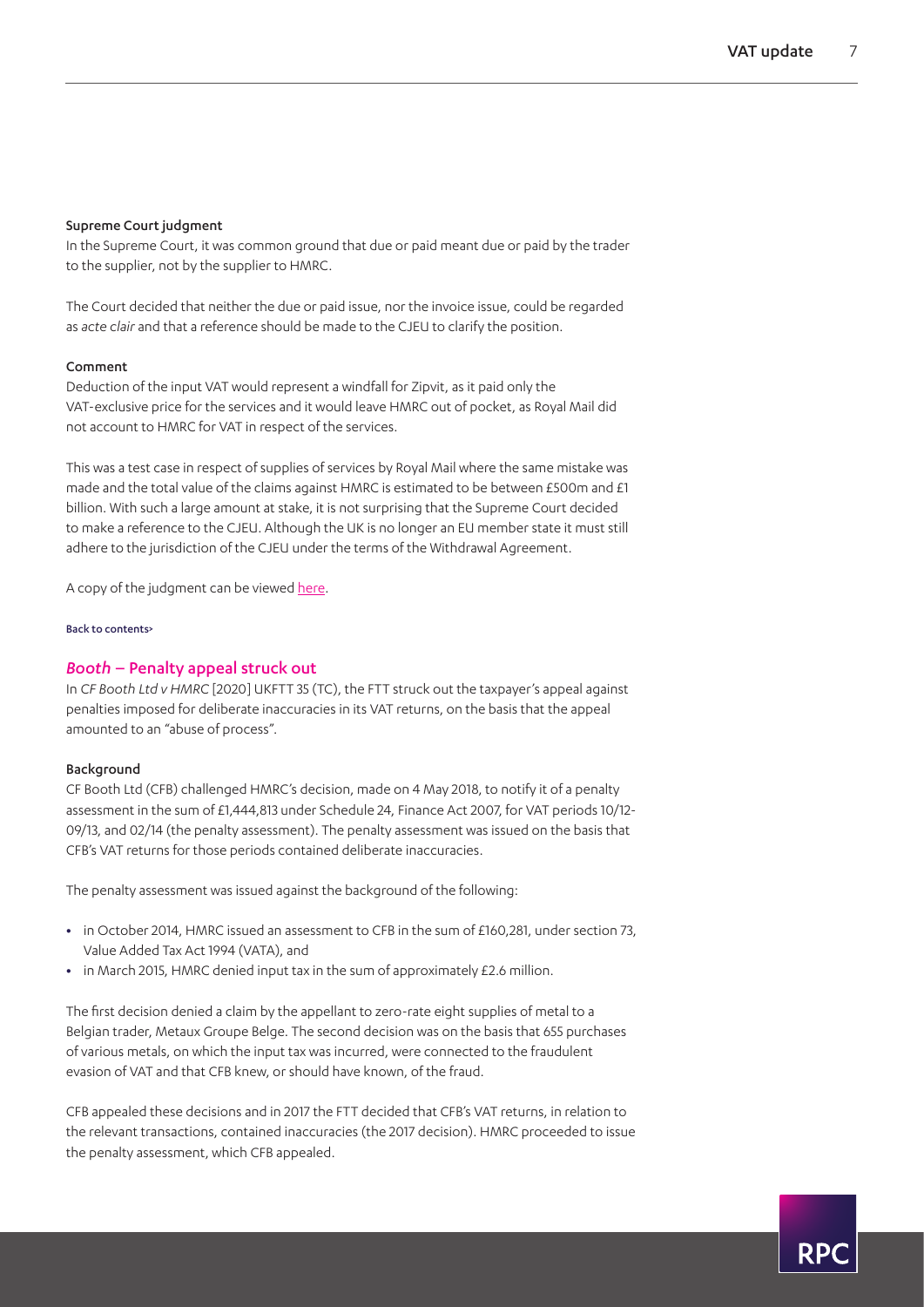#### Supreme Court judgment

In the Supreme Court, it was common ground that due or paid meant due or paid by the trader to the supplier, not by the supplier to HMRC.

The Court decided that neither the due or paid issue, nor the invoice issue, could be regarded as *acte clair* and that a reference should be made to the CJEU to clarify the position.

#### Comment

Deduction of the input VAT would represent a windfall for Zipvit, as it paid only the VAT-exclusive price for the services and it would leave HMRC out of pocket, as Royal Mail did not account to HMRC for VAT in respect of the services.

This was a test case in respect of supplies of services by Royal Mail where the same mistake was made and the total value of the claims against HMRC is estimated to be between £500m and £1 billion. With such a large amount at stake, it is not surprising that the Supreme Court decided to make a reference to the CJEU. Although the UK is no longer an EU member state it must still adhere to the jurisdiction of the CJEU under the terms of the Withdrawal Agreement.

A copy of the judgment can be viewed here.

Back to contents>

## *Booth* – Penalty appeal struck out

In *CF Booth Ltd v HMRC* [2020] UKFTT 35 (TC), the FTT struck out the taxpayer's appeal against penalties imposed for deliberate inaccuracies in its VAT returns, on the basis that the appeal amounted to an "abuse of process".

#### Background

CF Booth Ltd (CFB) challenged HMRC's decision, made on 4 May 2018, to notify it of a penalty assessment in the sum of £1,444,813 under Schedule 24, Finance Act 2007, for VAT periods 10/12-09/13, and 02/14 (the penalty assessment). The penalty assessment was issued on the basis that CFB's VAT returns for those periods contained deliberate inaccuracies.

The penalty assessment was issued against the background of the following:

- in October 2014, HMRC issued an assessment to CFB in the sum of £160,281, under section 73, Value Added Tax Act 1994 (VATA), and
- in March 2015, HMRC denied input tax in the sum of approximately £2.6 million.

The first decision denied a claim by the appellant to zero-rate eight supplies of metal to a Belgian trader, Metaux Groupe Belge. The second decision was on the basis that 655 purchases of various metals, on which the input tax was incurred, were connected to the fraudulent evasion of VAT and that CFB knew, or should have known, of the fraud.

CFB appealed these decisions and in 2017 the FTT decided that CFB's VAT returns, in relation to the relevant transactions, contained inaccuracies (the 2017 decision). HMRC proceeded to issue the penalty assessment, which CFB appealed.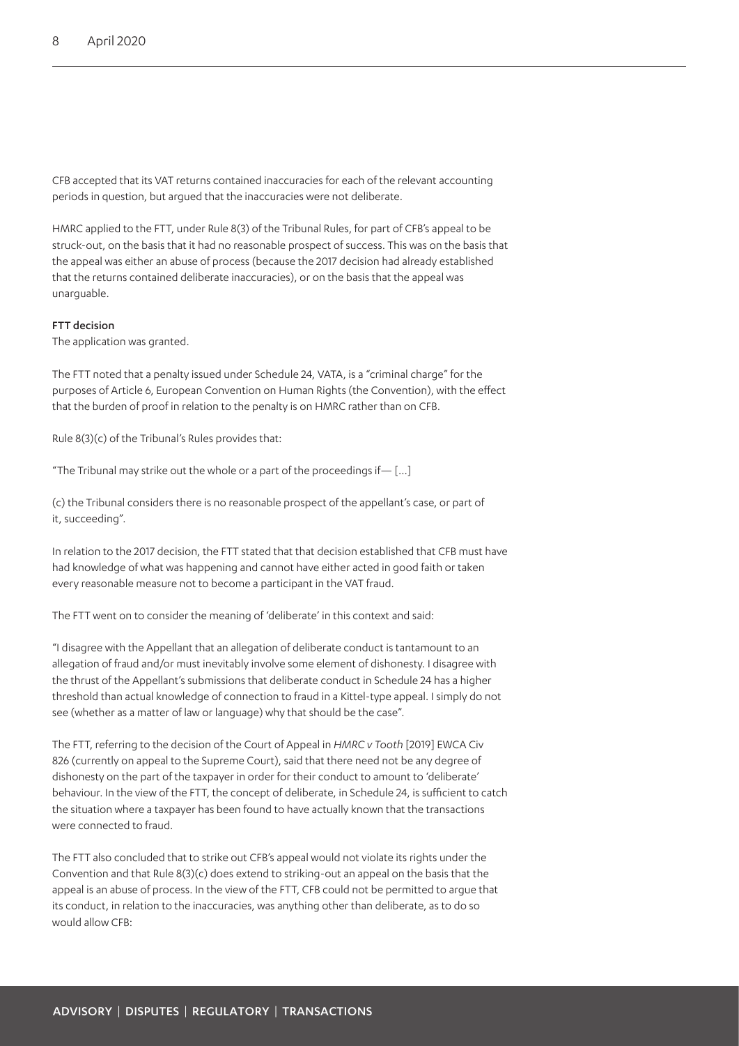CFB accepted that its VAT returns contained inaccuracies for each of the relevant accounting periods in question, but argued that the inaccuracies were not deliberate.

HMRC applied to the FTT, under Rule 8(3) of the Tribunal Rules, for part of CFB's appeal to be struck-out, on the basis that it had no reasonable prospect of success. This was on the basis that the appeal was either an abuse of process (because the 2017 decision had already established that the returns contained deliberate inaccuracies), or on the basis that the appeal was unarguable.

**FTT decision**

The application was granted.

The FTT noted that a penalty issued under Schedule 24, VATA, is a "criminal charge" for the purposes of Article 6, European Convention on Human Rights (the Convention), with the effect that the burden of proof in relation to the penalty is on HMRC rather than on CFB.

Rule 8(3)(c) of the Tribunal's Rules provides that:

"The Tribunal may strike out the whole or a part of the proceedings if— […]

(c) the Tribunal considers there is no reasonable prospect of the appellant's case, or part of it, succeeding".

In relation to the 2017 decision, the FTT stated that that decision established that CFB must have had knowledge of what was happening and cannot have either acted in good faith or taken every reasonable measure not to become a participant in the VAT fraud.

The FTT went on to consider the meaning of 'deliberate' in this context and said:

"I disagree with the Appellant that an allegation of deliberate conduct is tantamount to an allegation of fraud and/or must inevitably involve some element of dishonesty. I disagree with the thrust of the Appellant's submissions that deliberate conduct in Schedule 24 has a higher threshold than actual knowledge of connection to fraud in a Kittel-type appeal. I simply do not see (whether as a matter of law or language) why that should be the case".

The FTT, referring to the decision of the Court of Appeal in *HMRC v Tooth* [2019] EWCA Civ 826 (currently on appeal to the Supreme Court), said that there need not be any degree of dishonesty on the part of the taxpayer in order for their conduct to amount to 'deliberate' behaviour. In the view of the FTT, the concept of deliberate, in Schedule 24, is sufficient to catch the situation where a taxpayer has been found to have actually known that the transactions were connected to fraud.

The FTT also concluded that to strike out CFB's appeal would not violate its rights under the Convention and that Rule 8(3)(c) does extend to striking-out an appeal on the basis that the appeal is an abuse of process. In the view of the FTT, CFB could not be permitted to argue that its conduct, in relation to the inaccuracies, was anything other than deliberate, as to do so would allow CFB: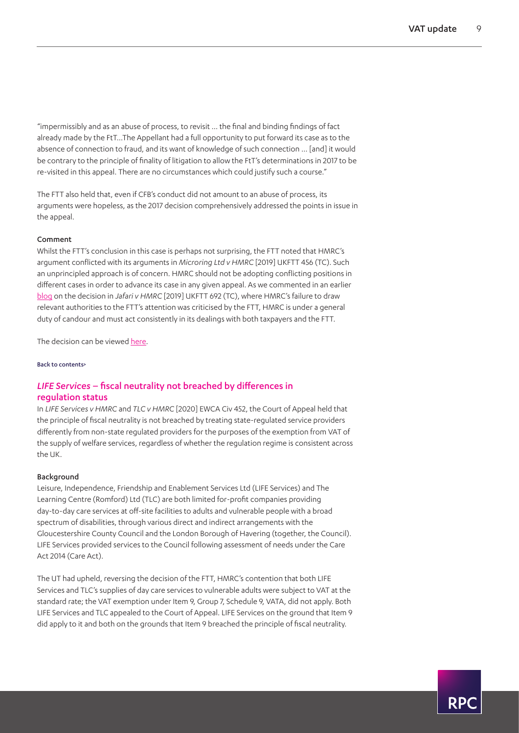"impermissibly and as an abuse of process, to revisit … the final and binding findings of fact already made by the FtT…The Appellant had a full opportunity to put forward its case as to the absence of connection to fraud, and its want of knowledge of such connection … [and] it would be contrary to the principle of finality of litigation to allow the FtT's determinations in 2017 to be re-visited in this appeal. There are no circumstances which could justify such a course."

The FTT also held that, even if CFB's conduct did not amount to an abuse of process, its arguments were hopeless, as the 2017 decision comprehensively addressed the points in issue in the appeal.

#### Comment

Whilst the FTT's conclusion in this case is perhaps not surprising, the FTT noted that HMRC's argument conflicted with its arguments in *Microring Ltd v HMRC* [2019] UKFTT 456 (TC). Such an unprincipled approach is of concern. HMRC should not be adopting conflicting positions in different cases in order to advance its case in any given appeal. As we commented in an earlier blog on the decision in *Jafari v HMRC* [2019] UKFTT 692 (TC), where HMRC's failure to draw relevant authorities to the FTT's attention was criticised by the FTT, HMRC is under a general duty of candour and must act consistently in its dealings with both taxpayers and the FTT.

The decision can be viewed here.

Back to contents>

### *LIFE Services* – fiscal neutrality not breached by differences in regulation status

In *LIFE Services v HMRC* and *TLC v HMRC* [2020] EWCA Civ 452, the Court of Appeal held that the principle of fiscal neutrality is not breached by treating state-regulated service providers differently from non-state regulated providers for the purposes of the exemption from VAT of the supply of welfare services, regardless of whether the regulation regime is consistent across the UK.

#### Background

Leisure, Independence, Friendship and Enablement Services Ltd (LIFE Services) and The Learning Centre (Romford) Ltd (TLC) are both limited for-profit companies providing day-to-day care services at off-site facilities to adults and vulnerable people with a broad spectrum of disabilities, through various direct and indirect arrangements with the Gloucestershire County Council and the London Borough of Havering (together, the Council). LIFE Services provided services to the Council following assessment of needs under the Care Act 2014 (Care Act).

The UT had upheld, reversing the decision of the FTT, HMRC's contention that both LIFE Services and TLC's supplies of day care services to vulnerable adults were subject to VAT at the standard rate; the VAT exemption under Item 9, Group 7, Schedule 9, VATA, did not apply. Both LIFE Services and TLC appealed to the Court of Appeal. LIFE Services on the ground that Item 9 did apply to it and both on the grounds that Item 9 breached the principle of fiscal neutrality.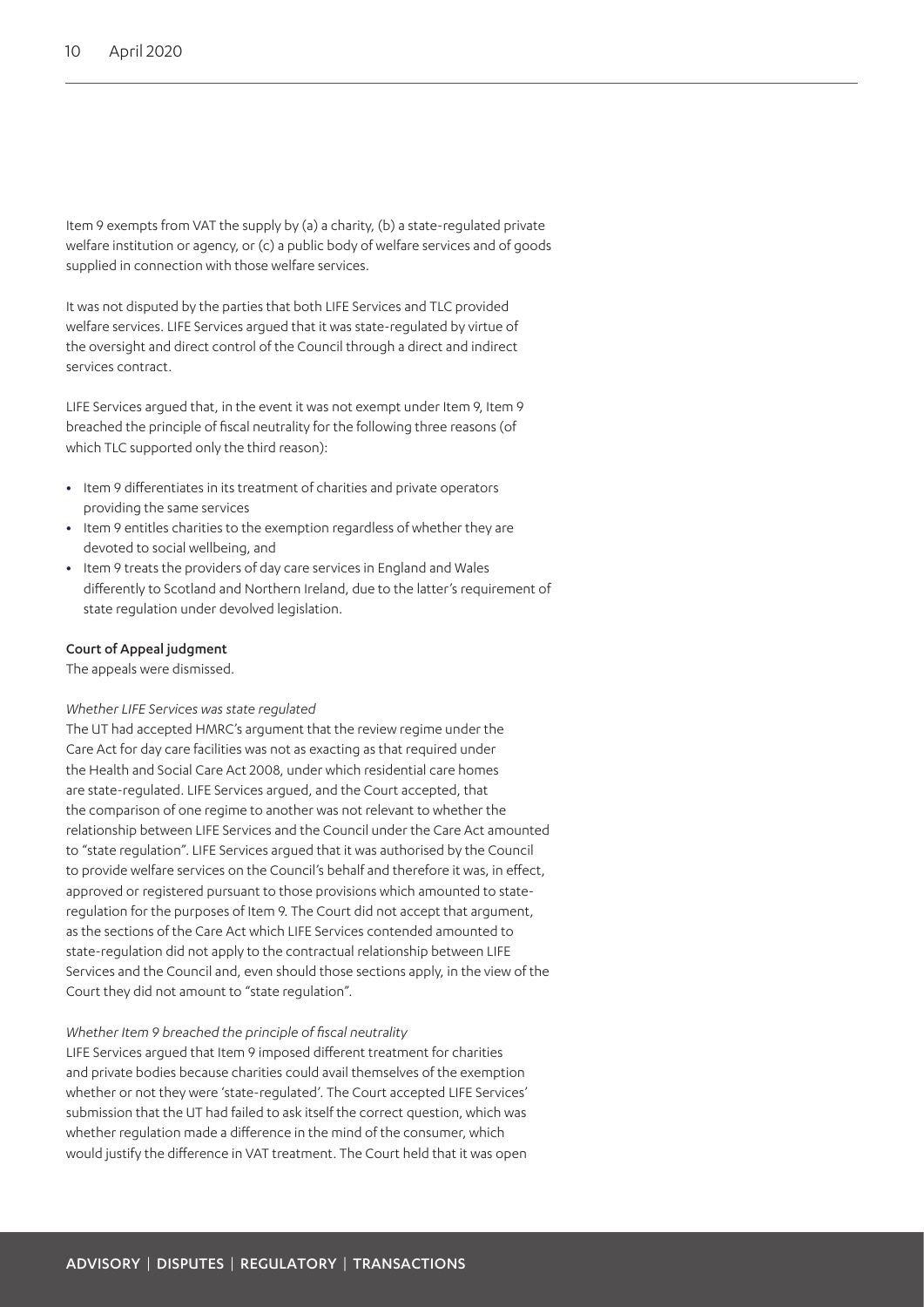Item 9 exempts from VAT the supply by (a) a charity, (b) a state-regulated private welfare institution or agency, or (c) a public body of welfare services and of goods supplied in connection with those welfare services.

It was not disputed by the parties that both LIFE Services and TLC provided welfare services. LIFE Services argued that it was state-regulated by virtue of the oversight and direct control of the Council through a direct and indirect services contract.

LIFE Services argued that, in the event it was not exempt under Item 9, Item 9 breached the principle of fiscal neutrality for the following three reasons (of which TLC supported only the third reason):

- Item 9 differentiates in its treatment of charities and private operators providing the same services
- Item 9 entitles charities to the exemption regardless of whether they are devoted to social wellbeing, and
- Item 9 treats the providers of day care services in England and Wales differently to Scotland and Northern Ireland, due to the latter's requirement of state regulation under devolved legislation.

**Court of Appeal judgment**

The appeals were dismissed.

*Whether LIFE Services was state regulated*

The UT had accepted HMRC's argument that the review regime under the Care Act for day care facilities was not as exacting as that required under the Health and Social Care Act 2008, under which residential care homes are state-regulated. LIFE Services argued, and the Court accepted, that the comparison of one regime to another was not relevant to whether the relationship between LIFE Services and the Council under the Care Act amounted to "state regulation". LIFE Services argued that it was authorised by the Council to provide welfare services on the Council's behalf and therefore it was, in effect, approved or registered pursuant to those provisions which amounted to state-regulation for the purposes of Item 9. The Court did not accept that argument, as the sections of the Care Act which LIFE Services contended amounted to state-regulation did not apply to the contractual relationship between LIFE Services and the Council and, even should those sections apply, in the view of the Court they did not amount to "state regulation".

*Whether Item 9 breached the principle of fiscal neutrality*

LIFE Services argued that Item 9 imposed different treatment for charities and private bodies because charities could avail themselves of the exemption whether or not they were 'state-regulated'. The Court accepted LIFE Services' submission that the UT had failed to ask itself the correct question, which was whether regulation made a difference in the mind of the consumer, which would justify the difference in VAT treatment. The Court held that it was open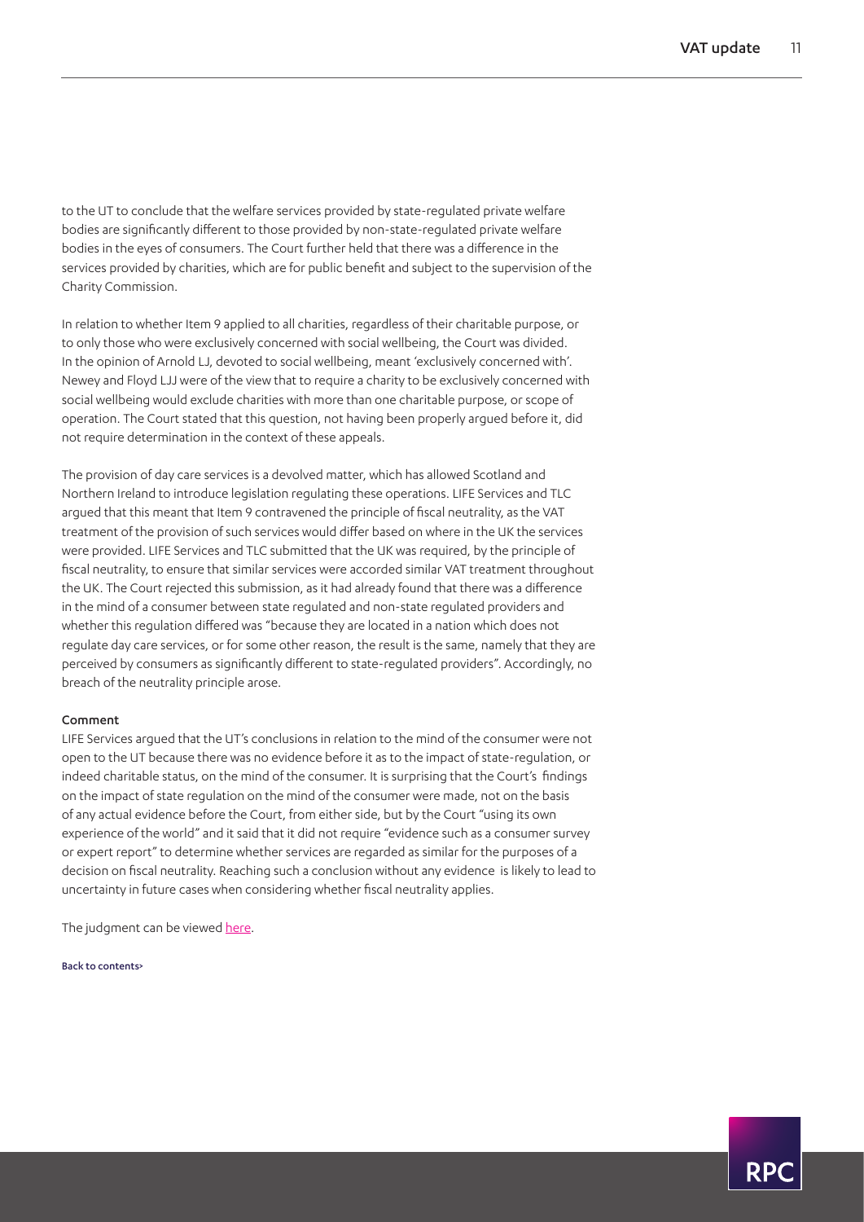to the UT to conclude that the welfare services provided by state-regulated private welfare bodies are significantly different to those provided by non-state-regulated private welfare bodies in the eyes of consumers. The Court further held that there was a difference in the services provided by charities, which are for public benefit and subject to the supervision of the Charity Commission.

In relation to whether Item 9 applied to all charities, regardless of their charitable purpose, or to only those who were exclusively concerned with social wellbeing, the Court was divided. In the opinion of Arnold LJ, devoted to social wellbeing, meant 'exclusively concerned with'. Newey and Floyd LJJ were of the view that to require a charity to be exclusively concerned with social wellbeing would exclude charities with more than one charitable purpose, or scope of operation. The Court stated that this question, not having been properly argued before it, did not require determination in the context of these appeals.

The provision of day care services is a devolved matter, which has allowed Scotland and Northern Ireland to introduce legislation regulating these operations. LIFE Services and TLC argued that this meant that Item 9 contravened the principle of fiscal neutrality, as the VAT treatment of the provision of such services would differ based on where in the UK the services were provided. LIFE Services and TLC submitted that the UK was required, by the principle of fiscal neutrality, to ensure that similar services were accorded similar VAT treatment throughout the UK. The Court rejected this submission, as it had already found that there was a difference in the mind of a consumer between state regulated and non-state regulated providers and whether this regulation differed was "because they are located in a nation which does not regulate day care services, or for some other reason, the result is the same, namely that they are perceived by consumers as significantly different to state-regulated providers". Accordingly, no breach of the neutrality principle arose.

#### Comment

LIFE Services argued that the UT's conclusions in relation to the mind of the consumer were not open to the UT because there was no evidence before it as to the impact of state-regulation, or indeed charitable status, on the mind of the consumer. It is surprising that the Court's findings on the impact of state regulation on the mind of the consumer were made, not on the basis of any actual evidence before the Court, from either side, but by the Court "using its own experience of the world" and it said that it did not require "evidence such as a consumer survey or expert report" to determine whether services are regarded as similar for the purposes of a decision on fiscal neutrality. Reaching such a conclusion without any evidence is likely to lead to uncertainty in future cases when considering whether fiscal neutrality applies.

The judgment can be viewed [here]().

Back to contents>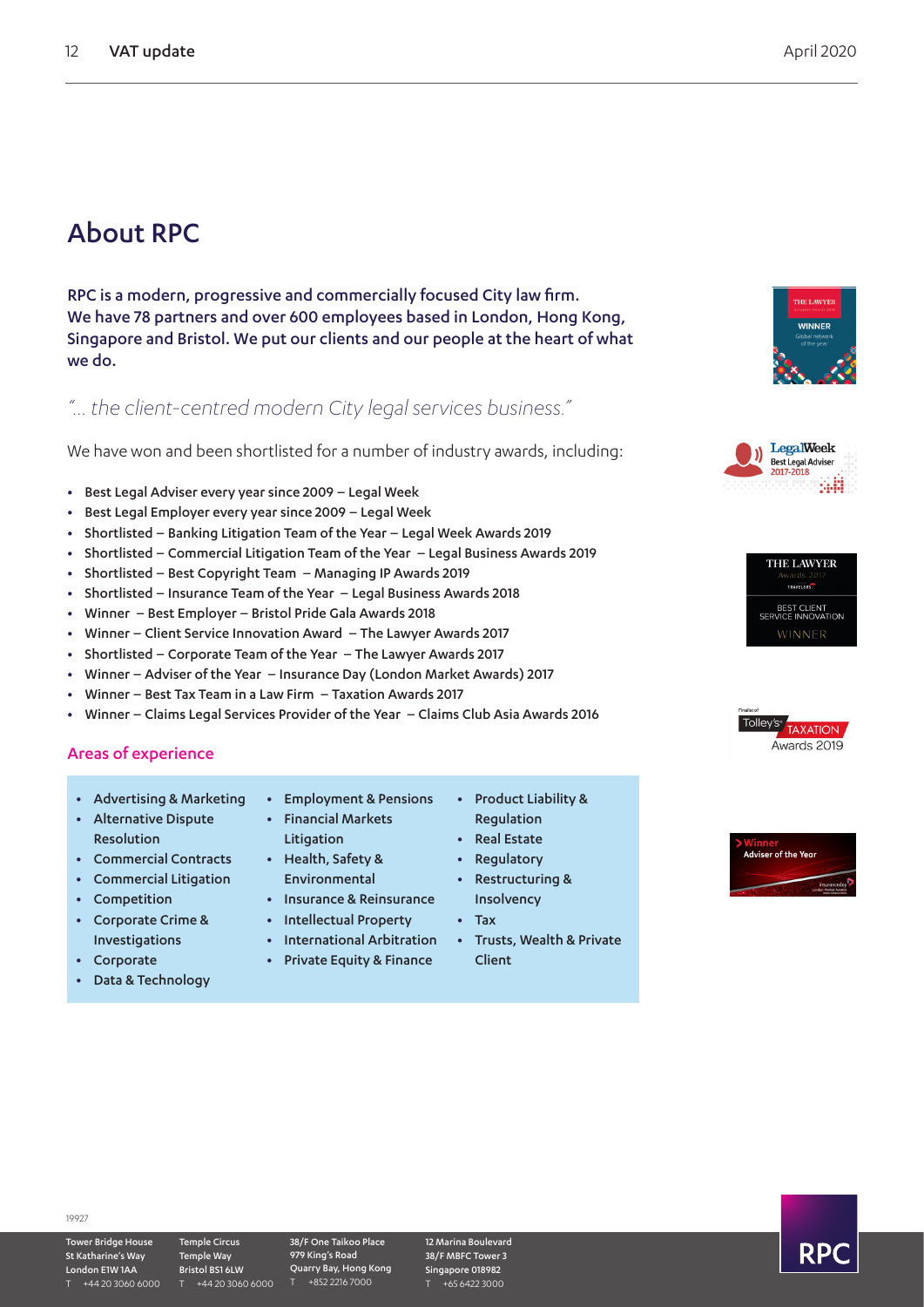# About RPC

RPC is a modern, progressive and commercially focused City law firm. We have 78 partners and over 600 employees based in London, Hong Kong, Singapore and Bristol. We put our clients and our people at the heart of what we do.

*"... the client-centred modern City legal services business."*

We have won and been shortlisted for a number of industry awards, including:

- Best Legal Adviser every year since 2009 – Legal Week
- Best Legal Employer every year since 2009 – Legal Week
- Shortlisted – Banking Litigation Team of the Year – Legal Week Awards 2019
- Shortlisted – Commercial Litigation Team of the Year – Legal Business Awards 2019
- Shortlisted – Best Copyright Team – Managing IP Awards 2019
- Shortlisted – Insurance Team of the Year – Legal Business Awards 2018
- Winner – Best Employer – Bristol Pride Gala Awards 2018
- Winner – Client Service Innovation Award – The Lawyer Awards 2017
- Shortlisted – Corporate Team of the Year – The Lawyer Awards 2017
- Winner – Adviser of the Year – Insurance Day (London Market Awards) 2017
- Winner – Best Tax Team in a Law Firm – Taxation Awards 2017
- Winner – Claims Legal Services Provider of the Year – Claims Club Asia Awards 2016

## Areas of experience

- Advertising & Marketing
- Alternative Dispute Resolution
- Commercial Contracts
- Commercial Litigation
- Competition
- Corporate Crime & Investigations
- Corporate
- Data & Technology
- Employment & Pensions
- Financial Markets Litigation
- Health, Safety & Environmental
- Insurance & Reinsurance
- Intellectual Property
- International Arbitration
- Private Equity & Finance
- Product Liability & Regulation
- Real Estate
- Regulatory
- Restructuring & Insolvency
- Tax
- Trusts, Wealth & Private Client

19927

Tower Bridge House
St Katharine's Way
London E1W 1AA
T +44 20 3060 6000

Temple Circus
Temple Way
Bristol BS1 6LW
T +44 20 3060 6000

38/F One Taikoo Place
979 King's Road
Quarry Bay, Hong Kong
T +852 2216 7000

12 Marina Boulevard
38/F MBFC Tower 3
Singapore 018982
T +65 6422 3000